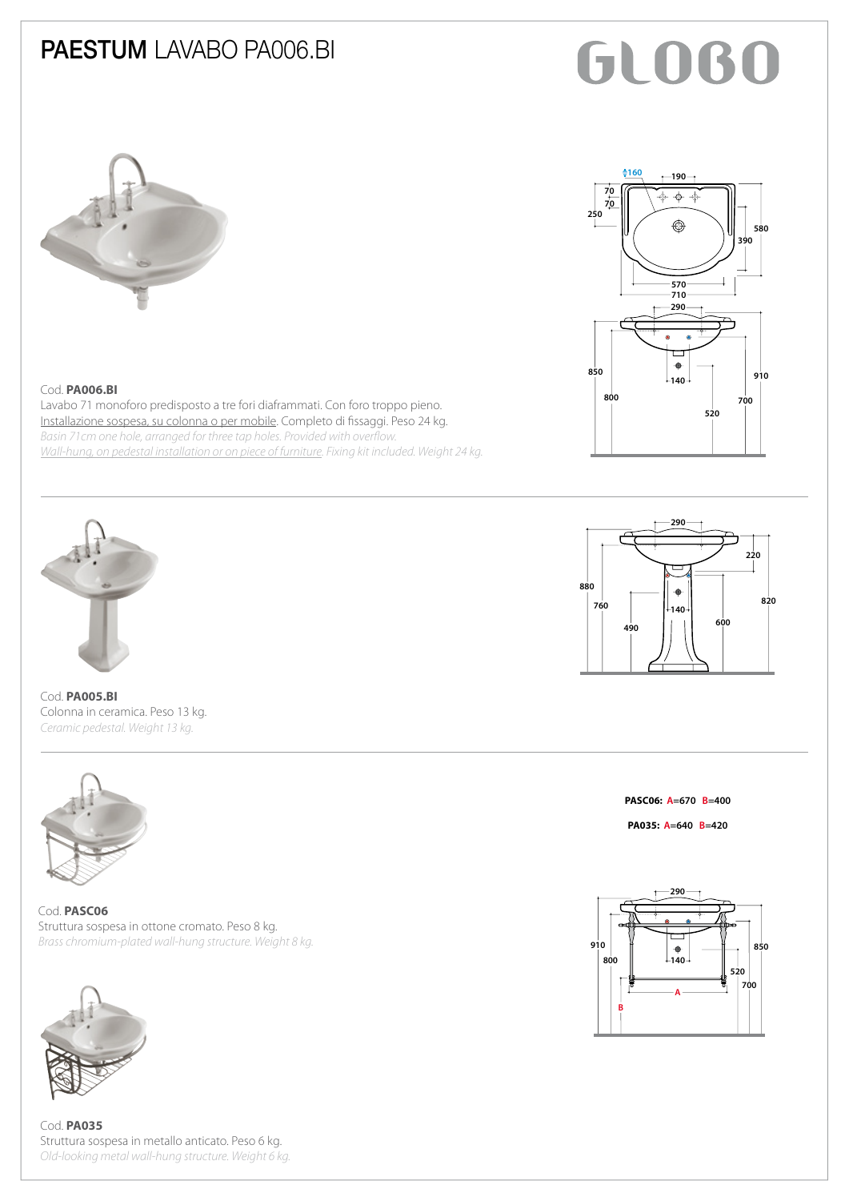# PAESTUM LAVABO PA006.BI

GLOBO

Cod. **PA006.BI**
Lavabo 71 monoforo predisposto a tre fori diaframmati. Con foro troppo pieno.
Installazione sospesa, su colonna o per mobile. Completo di fissaggi. Peso 24 kg.
*Basin 71cm one hole, arranged for three tap holes. Provided with overflow.*
*Wall-hung, on pedestal installation or on piece of furniture. Fixing kit included. Weight 24 kg.*

---

Cod. **PA005.BI**
Colonna in ceramica. Peso 13 kg.
*Ceramic pedestal. Weight 13 kg.*

---

**PASC06: A=670 B=400**

**PA035: A=640 B=420**

Cod. **PASC06**
Struttura sospesa in ottone cromato. Peso 8 kg.
*Brass chromium-plated wall-hung structure. Weight 8 kg.*

Cod. **PA035**
Struttura sospesa in metallo anticato. Peso 6 kg.
*Old-looking metal wall-hung structure. Weight 6 kg.*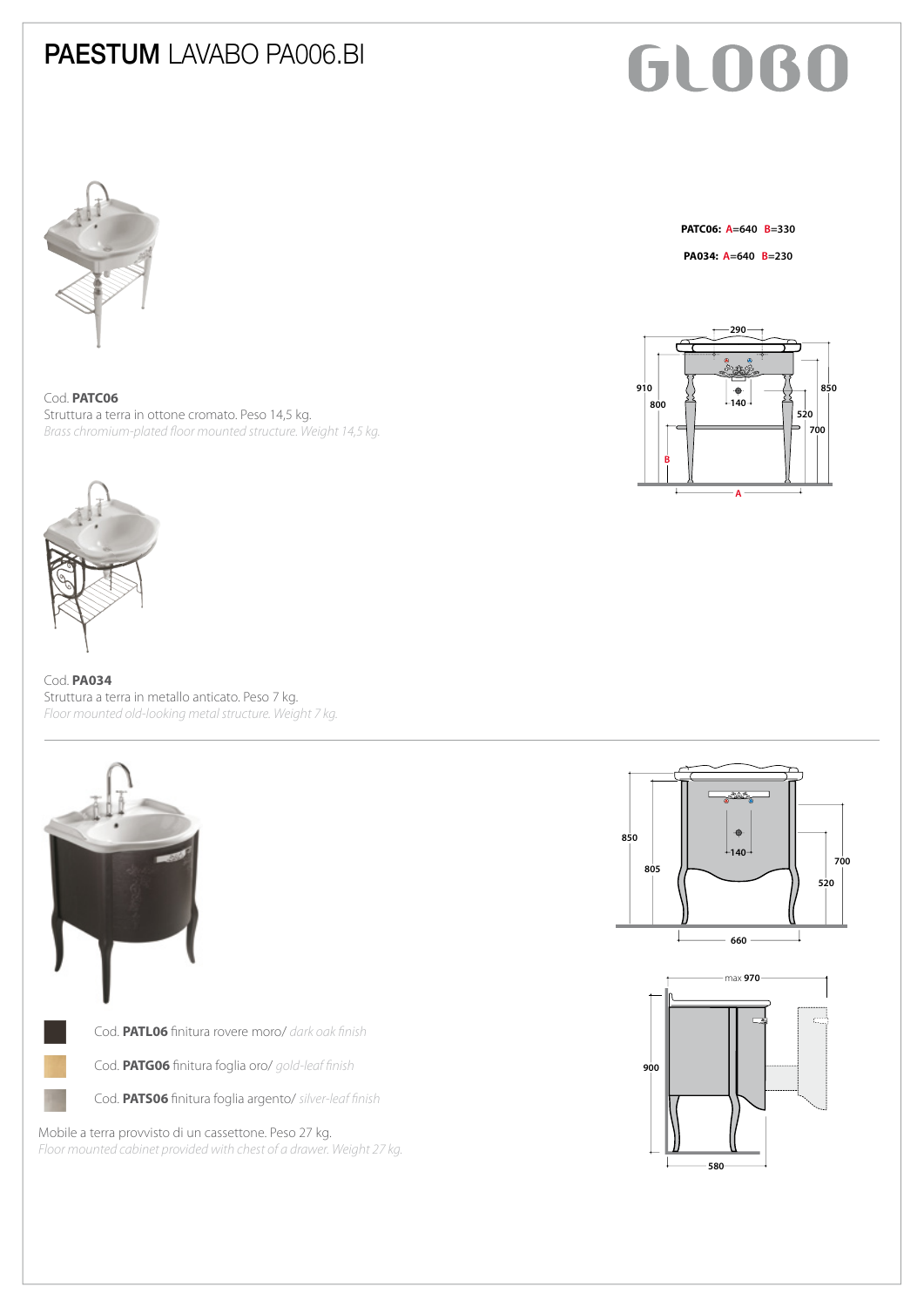# **PAESTUM** LAVABO PA006.BI

GLOBO

**PATC06:** A=640 B=330

**PA034:** A=640 B=230

290
910
800
140
850
520
700
B
A

Cod. **PATC06**
Struttura a terra in ottone cromato. Peso 14,5 kg.
*Brass chromium-plated floor mounted structure. Weight 14,5 kg.*

Cod. **PA034**
Struttura a terra in metallo anticato. Peso 7 kg.
*Floor mounted old-looking metal structure. Weight 7 kg.*

---

850
805
140
700
520
660

max **970**
900
580

Cod. **PATL06** finitura rovere moro/ *dark oak finish*

Cod. **PATG06** finitura foglia oro/ *gold-leaf finish*

Cod. **PATS06** finitura foglia argento/ *silver-leaf finish*

Mobile a terra provvisto di un cassettone. Peso 27 kg.
*Floor mounted cabinet provided with chest of a drawer. Weight 27 kg.*